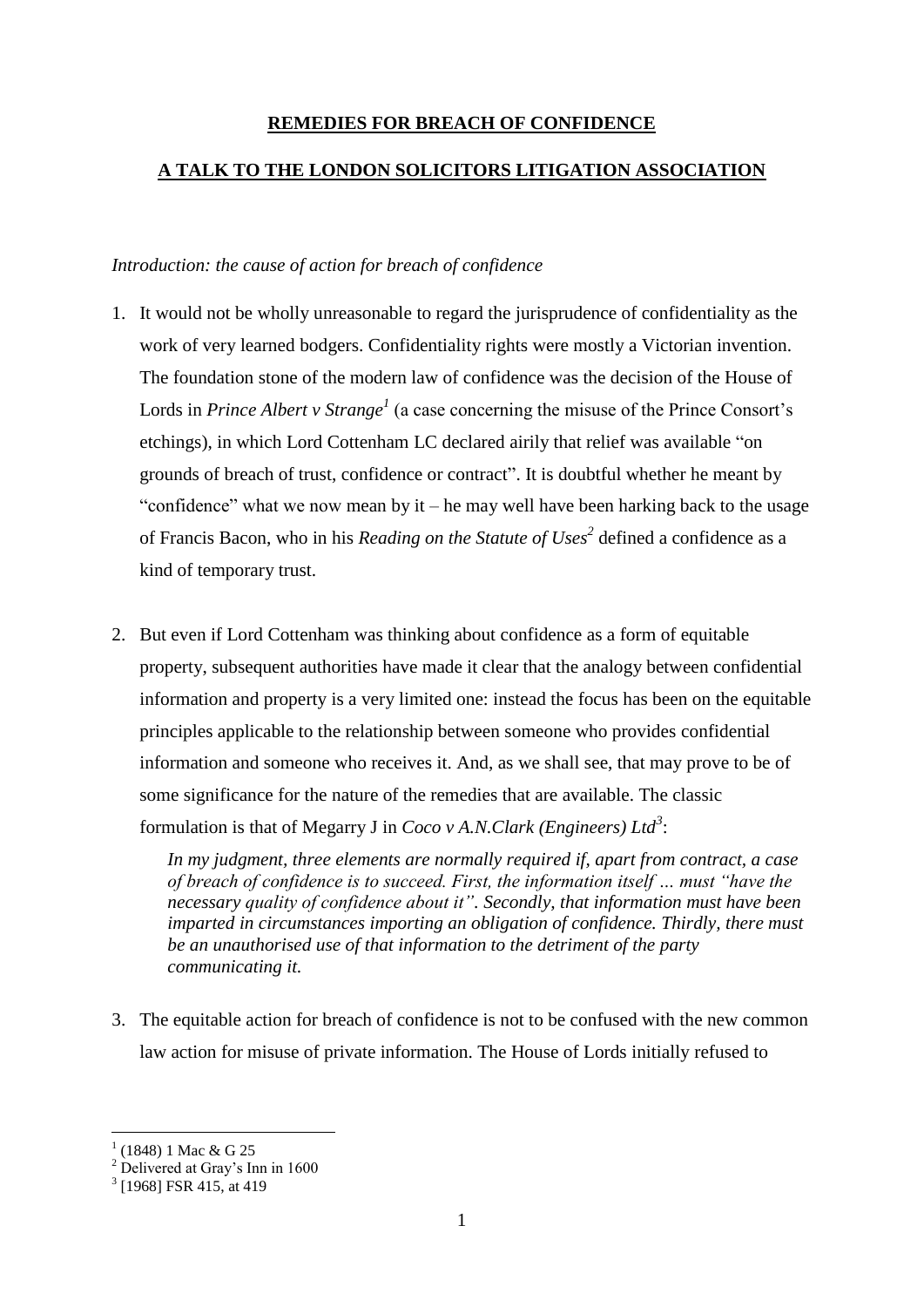# REMEDIES FOR BREACH OF CONFIDENCE

## A TALK TO THE LONDON SOLICITORS LITIGATION ASSOCIATION

*Introduction: the cause of action for breach of confidence*

1. It would not be wholly unreasonable to regard the jurisprudence of confidentiality as the work of very learned bodgers. Confidentiality rights were mostly a Victorian invention. The foundation stone of the modern law of confidence was the decision of the House of Lords in *Prince Albert v Strange*[1] (a case concerning the misuse of the Prince Consort's etchings), in which Lord Cottenham LC declared airily that relief was available "on grounds of breach of trust, confidence or contract". It is doubtful whether he meant by "confidence" what we now mean by it – he may well have been harking back to the usage of Francis Bacon, who in his *Reading on the Statute of Uses*[2] defined a confidence as a kind of temporary trust.

2. But even if Lord Cottenham was thinking about confidence as a form of equitable property, subsequent authorities have made it clear that the analogy between confidential information and property is a very limited one: instead the focus has been on the equitable principles applicable to the relationship between someone who provides confidential information and someone who receives it. And, as we shall see, that may prove to be of some significance for the nature of the remedies that are available. The classic formulation is that of Megarry J in *Coco v A.N.Clark (Engineers) Ltd*[3]:

   > *In my judgment, three elements are normally required if, apart from contract, a case of breach of confidence is to succeed. First, the information itself … must "have the necessary quality of confidence about it". Secondly, that information must have been imparted in circumstances importing an obligation of confidence. Thirdly, there must be an unauthorised use of that information to the detriment of the party communicating it.*

3. The equitable action for breach of confidence is not to be confused with the new common law action for misuse of private information. The House of Lords initially refused to

---

[1] (1848) 1 Mac & G 25

[2] Delivered at Gray's Inn in 1600

[3] [1968] FSR 415, at 419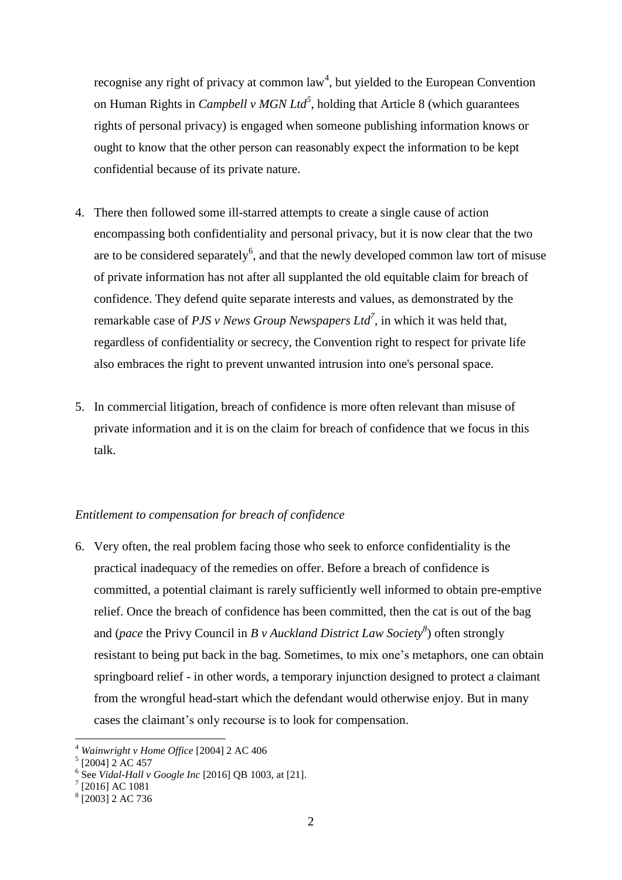recognise any right of privacy at common law[4], but yielded to the European Convention on Human Rights in *Campbell v MGN Ltd*[5], holding that Article 8 (which guarantees rights of personal privacy) is engaged when someone publishing information knows or ought to know that the other person can reasonably expect the information to be kept confidential because of its private nature.

4. There then followed some ill-starred attempts to create a single cause of action encompassing both confidentiality and personal privacy, but it is now clear that the two are to be considered separately[6], and that the newly developed common law tort of misuse of private information has not after all supplanted the old equitable claim for breach of confidence. They defend quite separate interests and values, as demonstrated by the remarkable case of *PJS v News Group Newspapers Ltd*[7], in which it was held that, regardless of confidentiality or secrecy, the Convention right to respect for private life also embraces the right to prevent unwanted intrusion into one's personal space.

5. In commercial litigation, breach of confidence is more often relevant than misuse of private information and it is on the claim for breach of confidence that we focus in this talk.

*Entitlement to compensation for breach of confidence*

6. Very often, the real problem facing those who seek to enforce confidentiality is the practical inadequacy of the remedies on offer. Before a breach of confidence is committed, a potential claimant is rarely sufficiently well informed to obtain pre-emptive relief. Once the breach of confidence has been committed, then the cat is out of the bag and (*pace* the Privy Council in *B v Auckland District Law Society*[8]) often strongly resistant to being put back in the bag. Sometimes, to mix one's metaphors, one can obtain springboard relief - in other words, a temporary injunction designed to protect a claimant from the wrongful head-start which the defendant would otherwise enjoy. But in many cases the claimant's only recourse is to look for compensation.

---

[4] *Wainwright v Home Office* [2004] 2 AC 406

[5] [2004] 2 AC 457

[6] See *Vidal-Hall v Google Inc* [2016] QB 1003, at [21].

[7] [2016] AC 1081

[8] [2003] 2 AC 736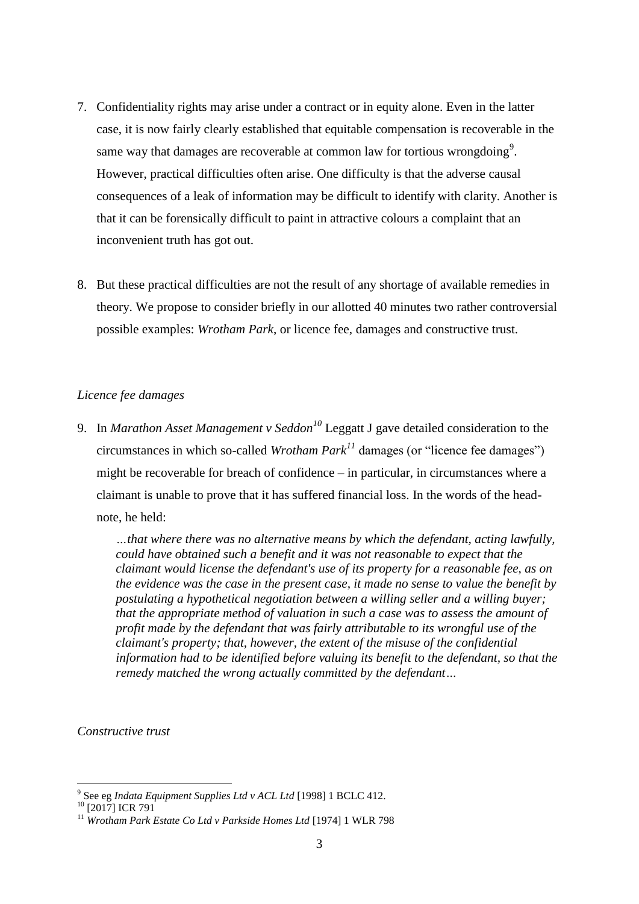7. Confidentiality rights may arise under a contract or in equity alone. Even in the latter case, it is now fairly clearly established that equitable compensation is recoverable in the same way that damages are recoverable at common law for tortious wrongdoing[9]. However, practical difficulties often arise. One difficulty is that the adverse causal consequences of a leak of information may be difficult to identify with clarity. Another is that it can be forensically difficult to paint in attractive colours a complaint that an inconvenient truth has got out.

8. But these practical difficulties are not the result of any shortage of available remedies in theory. We propose to consider briefly in our allotted 40 minutes two rather controversial possible examples: *Wrotham Park*, or licence fee, damages and constructive trust.

*Licence fee damages*

9. In *Marathon Asset Management v Seddon*[10] Leggatt J gave detailed consideration to the circumstances in which so-called *Wrotham Park*[11] damages (or "licence fee damages") might be recoverable for breach of confidence – in particular, in circumstances where a claimant is unable to prove that it has suffered financial loss. In the words of the head-note, he held:

   *…that where there was no alternative means by which the defendant, acting lawfully, could have obtained such a benefit and it was not reasonable to expect that the claimant would license the defendant's use of its property for a reasonable fee, as on the evidence was the case in the present case, it made no sense to value the benefit by postulating a hypothetical negotiation between a willing seller and a willing buyer; that the appropriate method of valuation in such a case was to assess the amount of profit made by the defendant that was fairly attributable to its wrongful use of the claimant's property; that, however, the extent of the misuse of the confidential information had to be identified before valuing its benefit to the defendant, so that the remedy matched the wrong actually committed by the defendant…*

*Constructive trust*

---

[9] See eg *Indata Equipment Supplies Ltd v ACL Ltd* [1998] 1 BCLC 412.

[10] [2017] ICR 791

[11] *Wrotham Park Estate Co Ltd v Parkside Homes Ltd* [1974] 1 WLR 798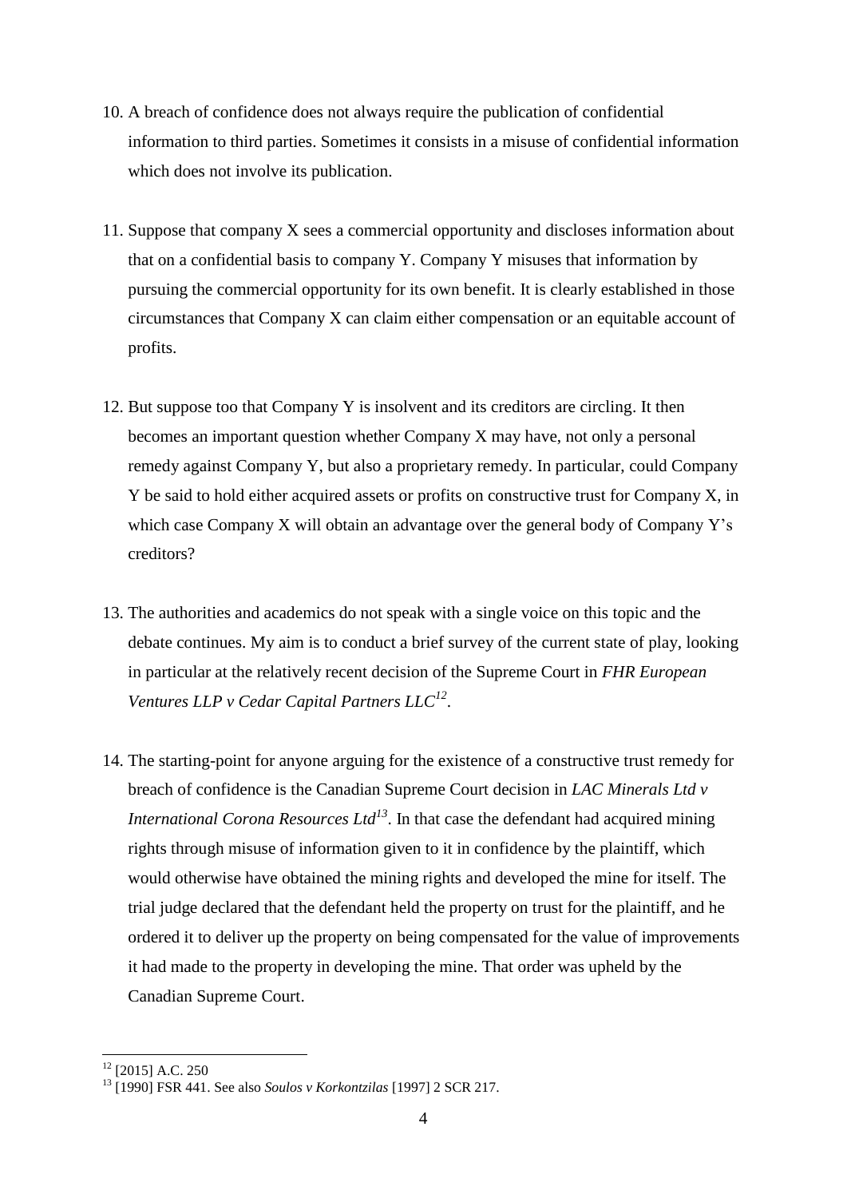10. A breach of confidence does not always require the publication of confidential information to third parties. Sometimes it consists in a misuse of confidential information which does not involve its publication.

11. Suppose that company X sees a commercial opportunity and discloses information about that on a confidential basis to company Y. Company Y misuses that information by pursuing the commercial opportunity for its own benefit. It is clearly established in those circumstances that Company X can claim either compensation or an equitable account of profits.

12. But suppose too that Company Y is insolvent and its creditors are circling. It then becomes an important question whether Company X may have, not only a personal remedy against Company Y, but also a proprietary remedy. In particular, could Company Y be said to hold either acquired assets or profits on constructive trust for Company X, in which case Company X will obtain an advantage over the general body of Company Y's creditors?

13. The authorities and academics do not speak with a single voice on this topic and the debate continues. My aim is to conduct a brief survey of the current state of play, looking in particular at the relatively recent decision of the Supreme Court in *FHR European Ventures LLP v Cedar Capital Partners LLC*[12].

14. The starting-point for anyone arguing for the existence of a constructive trust remedy for breach of confidence is the Canadian Supreme Court decision in *LAC Minerals Ltd v International Corona Resources Ltd*[13]. In that case the defendant had acquired mining rights through misuse of information given to it in confidence by the plaintiff, which would otherwise have obtained the mining rights and developed the mine for itself. The trial judge declared that the defendant held the property on trust for the plaintiff, and he ordered it to deliver up the property on being compensated for the value of improvements it had made to the property in developing the mine. That order was upheld by the Canadian Supreme Court.

---

[12] [2015] A.C. 250

[13] [1990] FSR 441. See also *Soulos v Korkontzilas* [1997] 2 SCR 217.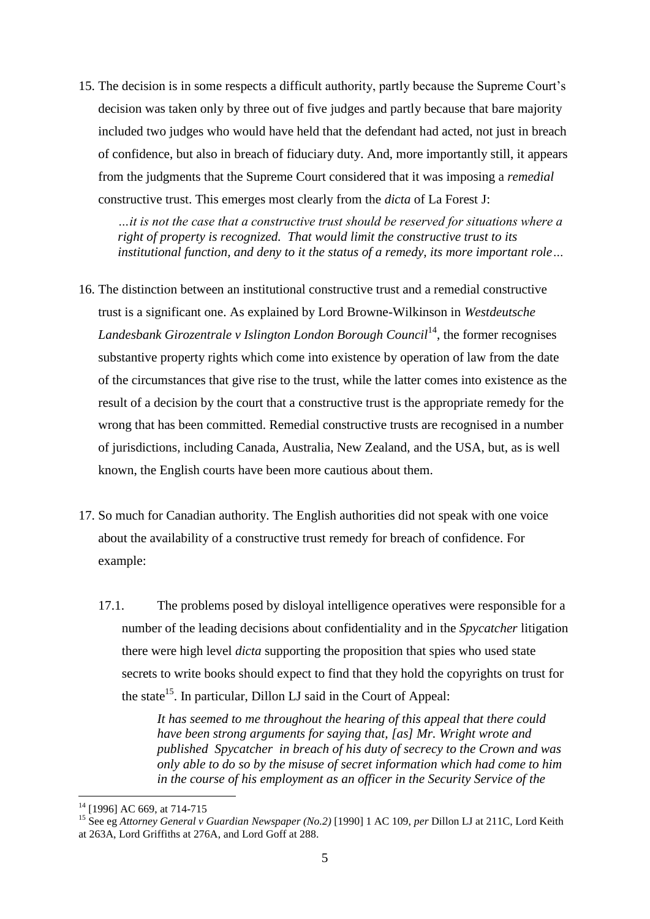15. The decision is in some respects a difficult authority, partly because the Supreme Court's decision was taken only by three out of five judges and partly because that bare majority included two judges who would have held that the defendant had acted, not just in breach of confidence, but also in breach of fiduciary duty. And, more importantly still, it appears from the judgments that the Supreme Court considered that it was imposing a *remedial* constructive trust. This emerges most clearly from the *dicta* of La Forest J:

    > *…it is not the case that a constructive trust should be reserved for situations where a right of property is recognized. That would limit the constructive trust to its institutional function, and deny to it the status of a remedy, its more important role…*

16. The distinction between an institutional constructive trust and a remedial constructive trust is a significant one. As explained by Lord Browne-Wilkinson in *Westdeutsche Landesbank Girozentrale v Islington London Borough Council*[14], the former recognises substantive property rights which come into existence by operation of law from the date of the circumstances that give rise to the trust, while the latter comes into existence as the result of a decision by the court that a constructive trust is the appropriate remedy for the wrong that has been committed. Remedial constructive trusts are recognised in a number of jurisdictions, including Canada, Australia, New Zealand, and the USA, but, as is well known, the English courts have been more cautious about them.

17. So much for Canadian authority. The English authorities did not speak with one voice about the availability of a constructive trust remedy for breach of confidence. For example:

    17.1. The problems posed by disloyal intelligence operatives were responsible for a number of the leading decisions about confidentiality and in the *Spycatcher* litigation there were high level *dicta* supporting the proposition that spies who used state secrets to write books should expect to find that they hold the copyrights on trust for the state[15]. In particular, Dillon LJ said in the Court of Appeal:

    > *It has seemed to me throughout the hearing of this appeal that there could have been strong arguments for saying that, [as] Mr. Wright wrote and published Spycatcher in breach of his duty of secrecy to the Crown and was only able to do so by the misuse of secret information which had come to him in the course of his employment as an officer in the Security Service of the*

---

[14] [1996] AC 669, at 714-715

[15] See eg *Attorney General v Guardian Newspaper (No.2)* [1990] 1 AC 109, *per* Dillon LJ at 211C, Lord Keith at 263A, Lord Griffiths at 276A, and Lord Goff at 288.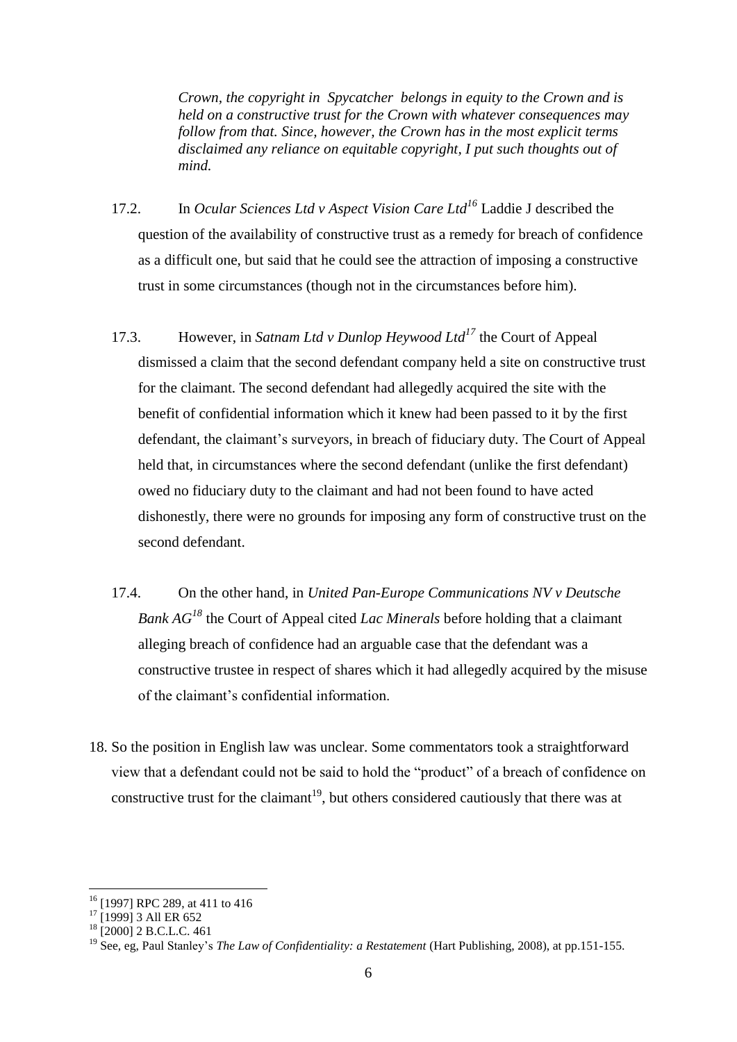> *Crown, the copyright in Spycatcher belongs in equity to the Crown and is held on a constructive trust for the Crown with whatever consequences may follow from that. Since, however, the Crown has in the most explicit terms disclaimed any reliance on equitable copyright, I put such thoughts out of mind.*

17.2. In *Ocular Sciences Ltd v Aspect Vision Care Ltd*[16] Laddie J described the question of the availability of constructive trust as a remedy for breach of confidence as a difficult one, but said that he could see the attraction of imposing a constructive trust in some circumstances (though not in the circumstances before him).

17.3. However, in *Satnam Ltd v Dunlop Heywood Ltd*[17] the Court of Appeal dismissed a claim that the second defendant company held a site on constructive trust for the claimant. The second defendant had allegedly acquired the site with the benefit of confidential information which it knew had been passed to it by the first defendant, the claimant's surveyors, in breach of fiduciary duty. The Court of Appeal held that, in circumstances where the second defendant (unlike the first defendant) owed no fiduciary duty to the claimant and had not been found to have acted dishonestly, there were no grounds for imposing any form of constructive trust on the second defendant.

17.4. On the other hand, in *United Pan-Europe Communications NV v Deutsche Bank AG*[18] the Court of Appeal cited *Lac Minerals* before holding that a claimant alleging breach of confidence had an arguable case that the defendant was a constructive trustee in respect of shares which it had allegedly acquired by the misuse of the claimant's confidential information.

18. So the position in English law was unclear. Some commentators took a straightforward view that a defendant could not be said to hold the "product" of a breach of confidence on constructive trust for the claimant[19], but others considered cautiously that there was at

---

[16] [1997] RPC 289, at 411 to 416

[17] [1999] 3 All ER 652

[18] [2000] 2 B.C.L.C. 461

[19] See, eg, Paul Stanley's *The Law of Confidentiality: a Restatement* (Hart Publishing, 2008), at pp.151-155.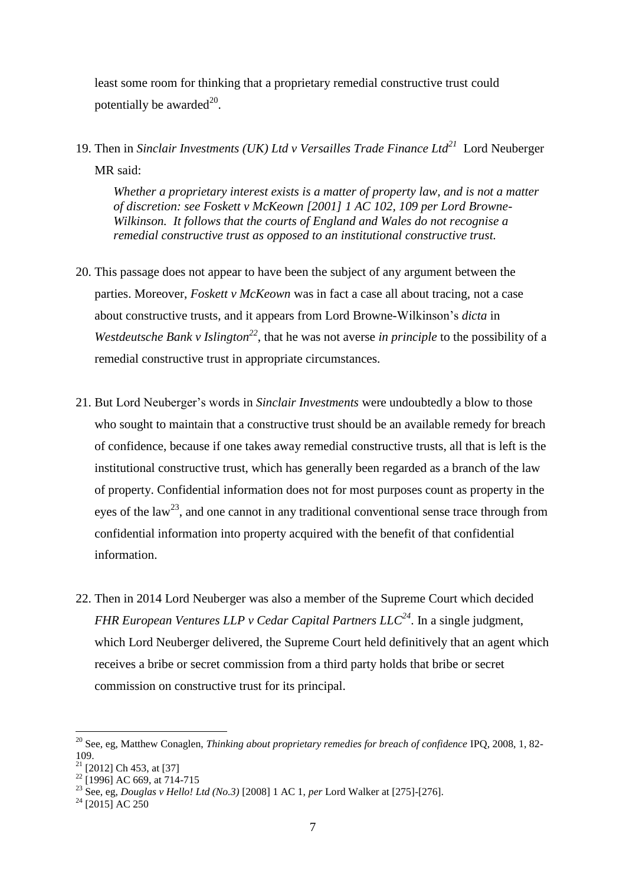least some room for thinking that a proprietary remedial constructive trust could potentially be awarded[20].

19. Then in *Sinclair Investments (UK) Ltd v Versailles Trade Finance Ltd*[21] Lord Neuberger MR said:

    *Whether a proprietary interest exists is a matter of property law, and is not a matter of discretion: see Foskett v McKeown [2001] 1 AC 102, 109 per Lord Browne-Wilkinson. It follows that the courts of England and Wales do not recognise a remedial constructive trust as opposed to an institutional constructive trust.*

20. This passage does not appear to have been the subject of any argument between the parties. Moreover, *Foskett v McKeown* was in fact a case all about tracing, not a case about constructive trusts, and it appears from Lord Browne-Wilkinson's *dicta* in *Westdeutsche Bank v Islington*[22], that he was not averse *in principle* to the possibility of a remedial constructive trust in appropriate circumstances.

21. But Lord Neuberger's words in *Sinclair Investments* were undoubtedly a blow to those who sought to maintain that a constructive trust should be an available remedy for breach of confidence, because if one takes away remedial constructive trusts, all that is left is the institutional constructive trust, which has generally been regarded as a branch of the law of property. Confidential information does not for most purposes count as property in the eyes of the law[23], and one cannot in any traditional conventional sense trace through from confidential information into property acquired with the benefit of that confidential information.

22. Then in 2014 Lord Neuberger was also a member of the Supreme Court which decided *FHR European Ventures LLP v Cedar Capital Partners LLC*[24]. In a single judgment, which Lord Neuberger delivered, the Supreme Court held definitively that an agent which receives a bribe or secret commission from a third party holds that bribe or secret commission on constructive trust for its principal.

---

[20] See, eg, Matthew Conaglen, *Thinking about proprietary remedies for breach of confidence* IPQ, 2008, 1, 82-109.

[21] [2012] Ch 453, at [37]

[22] [1996] AC 669, at 714-715

[23] See, eg, *Douglas v Hello! Ltd (No.3)* [2008] 1 AC 1, *per* Lord Walker at [275]-[276].

[24] [2015] AC 250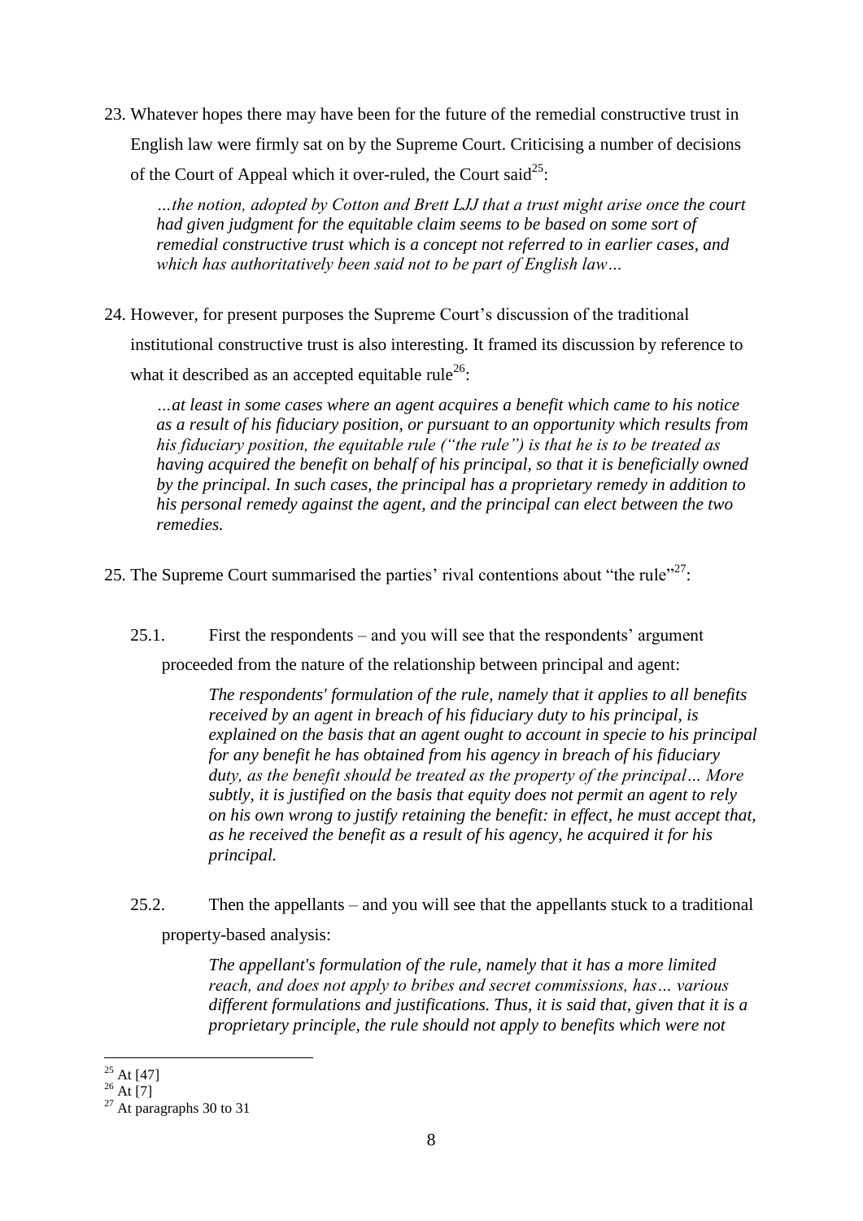23. Whatever hopes there may have been for the future of the remedial constructive trust in English law were firmly sat on by the Supreme Court. Criticising a number of decisions of the Court of Appeal which it over-ruled, the Court said[25]:

> *…the notion, adopted by Cotton and Brett LJJ that a trust might arise once the court had given judgment for the equitable claim seems to be based on some sort of remedial constructive trust which is a concept not referred to in earlier cases, and which has authoritatively been said not to be part of English law…*

24. However, for present purposes the Supreme Court's discussion of the traditional institutional constructive trust is also interesting. It framed its discussion by reference to what it described as an accepted equitable rule[26]:

> *…at least in some cases where an agent acquires a benefit which came to his notice as a result of his fiduciary position, or pursuant to an opportunity which results from his fiduciary position, the equitable rule ("the rule") is that he is to be treated as having acquired the benefit on behalf of his principal, so that it is beneficially owned by the principal. In such cases, the principal has a proprietary remedy in addition to his personal remedy against the agent, and the principal can elect between the two remedies.*

25. The Supreme Court summarised the parties' rival contentions about "the rule"[27]:

    25.1. First the respondents – and you will see that the respondents' argument proceeded from the nature of the relationship between principal and agent:

    > *The respondents' formulation of the rule, namely that it applies to all benefits received by an agent in breach of his fiduciary duty to his principal, is explained on the basis that an agent ought to account in specie to his principal for any benefit he has obtained from his agency in breach of his fiduciary duty, as the benefit should be treated as the property of the principal… More subtly, it is justified on the basis that equity does not permit an agent to rely on his own wrong to justify retaining the benefit: in effect, he must accept that, as he received the benefit as a result of his agency, he acquired it for his principal.*

    25.2. Then the appellants – and you will see that the appellants stuck to a traditional property-based analysis:

    > *The appellant's formulation of the rule, namely that it has a more limited reach, and does not apply to bribes and secret commissions, has… various different formulations and justifications. Thus, it is said that, given that it is a proprietary principle, the rule should not apply to benefits which were not*

---

[25] At [47]

[26] At [7]

[27] At paragraphs 30 to 31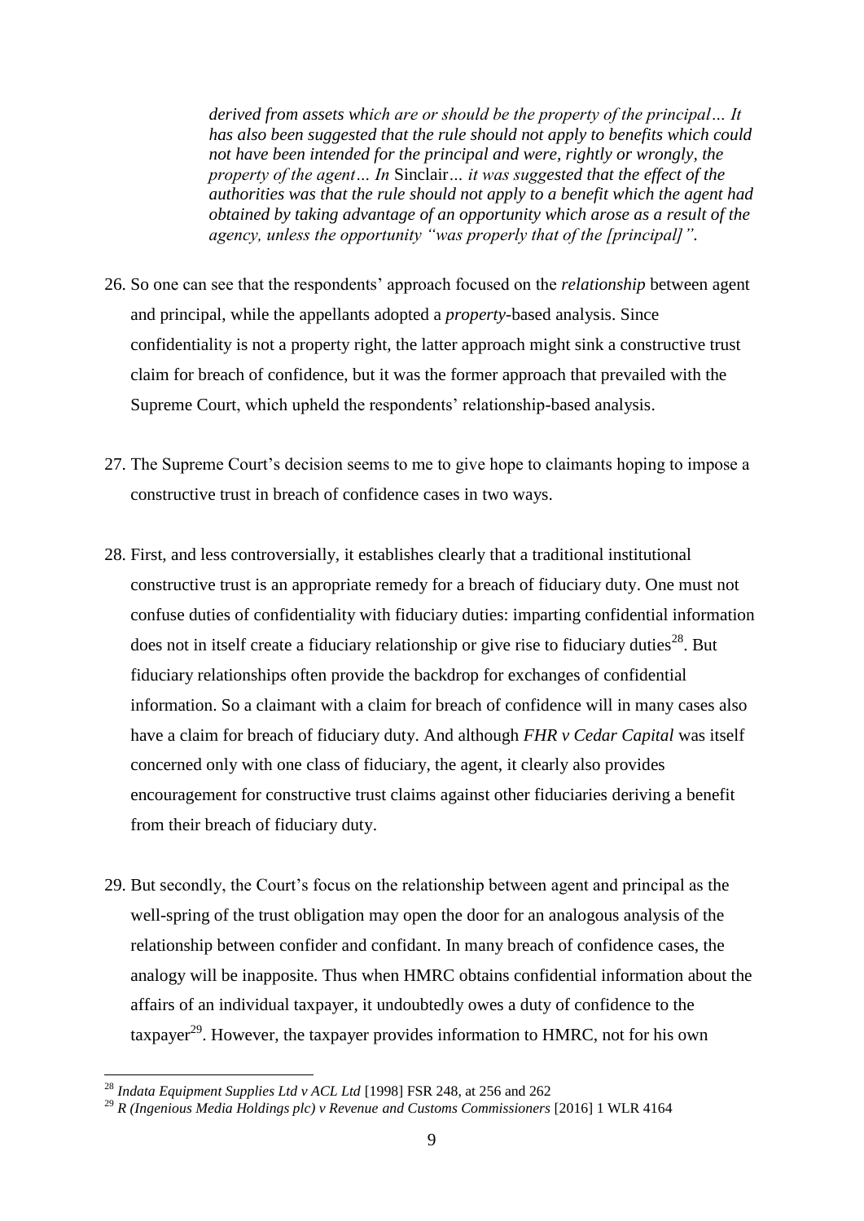> *derived from assets which are or should be the property of the principal… It has also been suggested that the rule should not apply to benefits which could not have been intended for the principal and were, rightly or wrongly, the property of the agent… In* Sinclair*… it was suggested that the effect of the authorities was that the rule should not apply to a benefit which the agent had obtained by taking advantage of an opportunity which arose as a result of the agency, unless the opportunity "was properly that of the [principal]".*

26. So one can see that the respondents' approach focused on the *relationship* between agent and principal, while the appellants adopted a *property*-based analysis. Since confidentiality is not a property right, the latter approach might sink a constructive trust claim for breach of confidence, but it was the former approach that prevailed with the Supreme Court, which upheld the respondents' relationship-based analysis.

27. The Supreme Court's decision seems to me to give hope to claimants hoping to impose a constructive trust in breach of confidence cases in two ways.

28. First, and less controversially, it establishes clearly that a traditional institutional constructive trust is an appropriate remedy for a breach of fiduciary duty. One must not confuse duties of confidentiality with fiduciary duties: imparting confidential information does not in itself create a fiduciary relationship or give rise to fiduciary duties[28]. But fiduciary relationships often provide the backdrop for exchanges of confidential information. So a claimant with a claim for breach of confidence will in many cases also have a claim for breach of fiduciary duty. And although *FHR v Cedar Capital* was itself concerned only with one class of fiduciary, the agent, it clearly also provides encouragement for constructive trust claims against other fiduciaries deriving a benefit from their breach of fiduciary duty.

29. But secondly, the Court's focus on the relationship between agent and principal as the well-spring of the trust obligation may open the door for an analogous analysis of the relationship between confider and confidant. In many breach of confidence cases, the analogy will be inapposite. Thus when HMRC obtains confidential information about the affairs of an individual taxpayer, it undoubtedly owes a duty of confidence to the taxpayer[29]. However, the taxpayer provides information to HMRC, not for his own

---

[28] *Indata Equipment Supplies Ltd v ACL Ltd* [1998] FSR 248, at 256 and 262

[29] *R (Ingenious Media Holdings plc) v Revenue and Customs Commissioners* [2016] 1 WLR 4164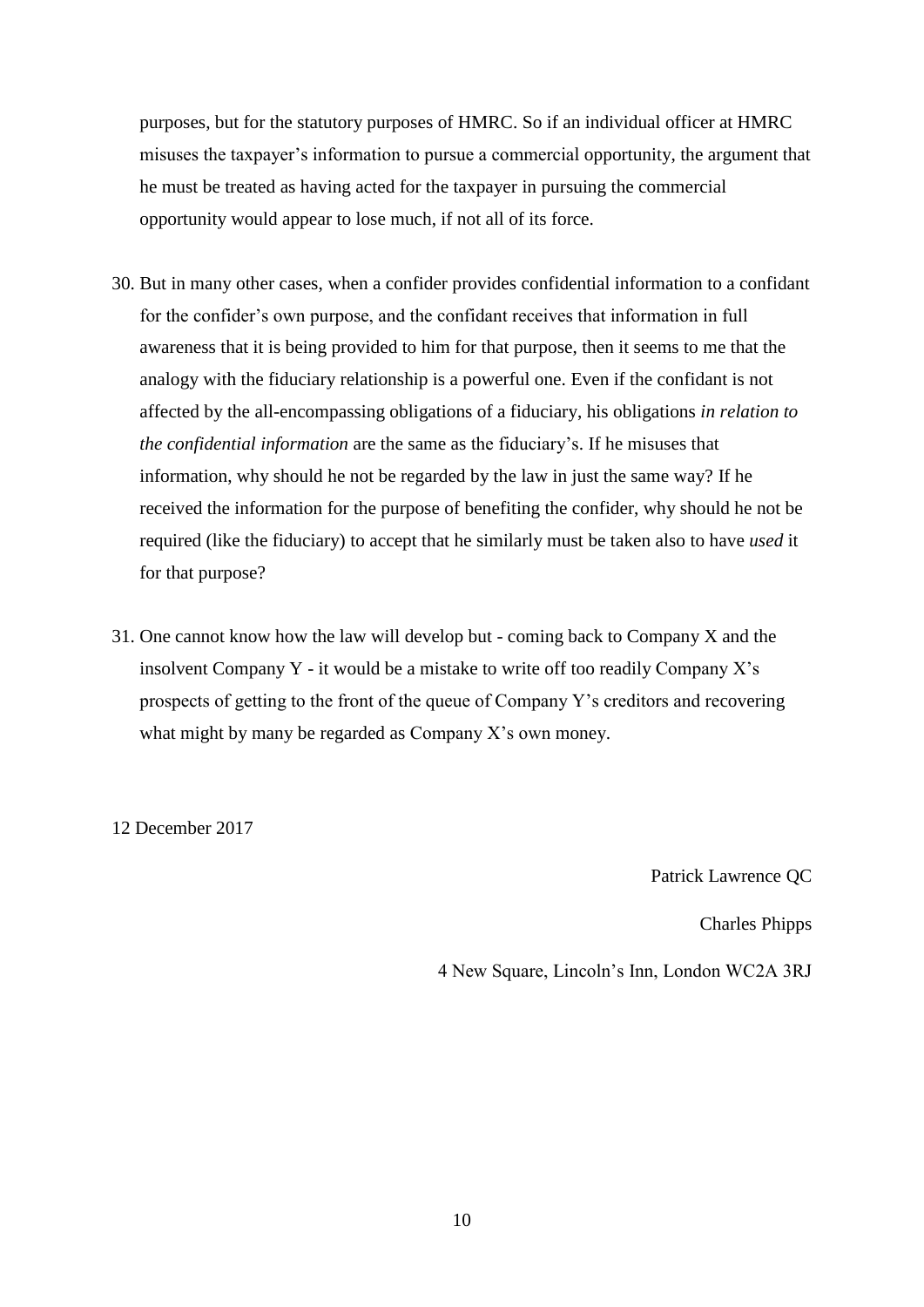purposes, but for the statutory purposes of HMRC. So if an individual officer at HMRC misuses the taxpayer's information to pursue a commercial opportunity, the argument that he must be treated as having acted for the taxpayer in pursuing the commercial opportunity would appear to lose much, if not all of its force.

30. But in many other cases, when a confider provides confidential information to a confidant for the confider's own purpose, and the confidant receives that information in full awareness that it is being provided to him for that purpose, then it seems to me that the analogy with the fiduciary relationship is a powerful one. Even if the confidant is not affected by the all-encompassing obligations of a fiduciary, his obligations *in relation to the confidential information* are the same as the fiduciary's. If he misuses that information, why should he not be regarded by the law in just the same way? If he received the information for the purpose of benefiting the confider, why should he not be required (like the fiduciary) to accept that he similarly must be taken also to have *used* it for that purpose?

31. One cannot know how the law will develop but - coming back to Company X and the insolvent Company Y - it would be a mistake to write off too readily Company X's prospects of getting to the front of the queue of Company Y's creditors and recovering what might by many be regarded as Company X's own money.

12 December 2017

Patrick Lawrence QC

Charles Phipps

4 New Square, Lincoln's Inn, London WC2A 3RJ